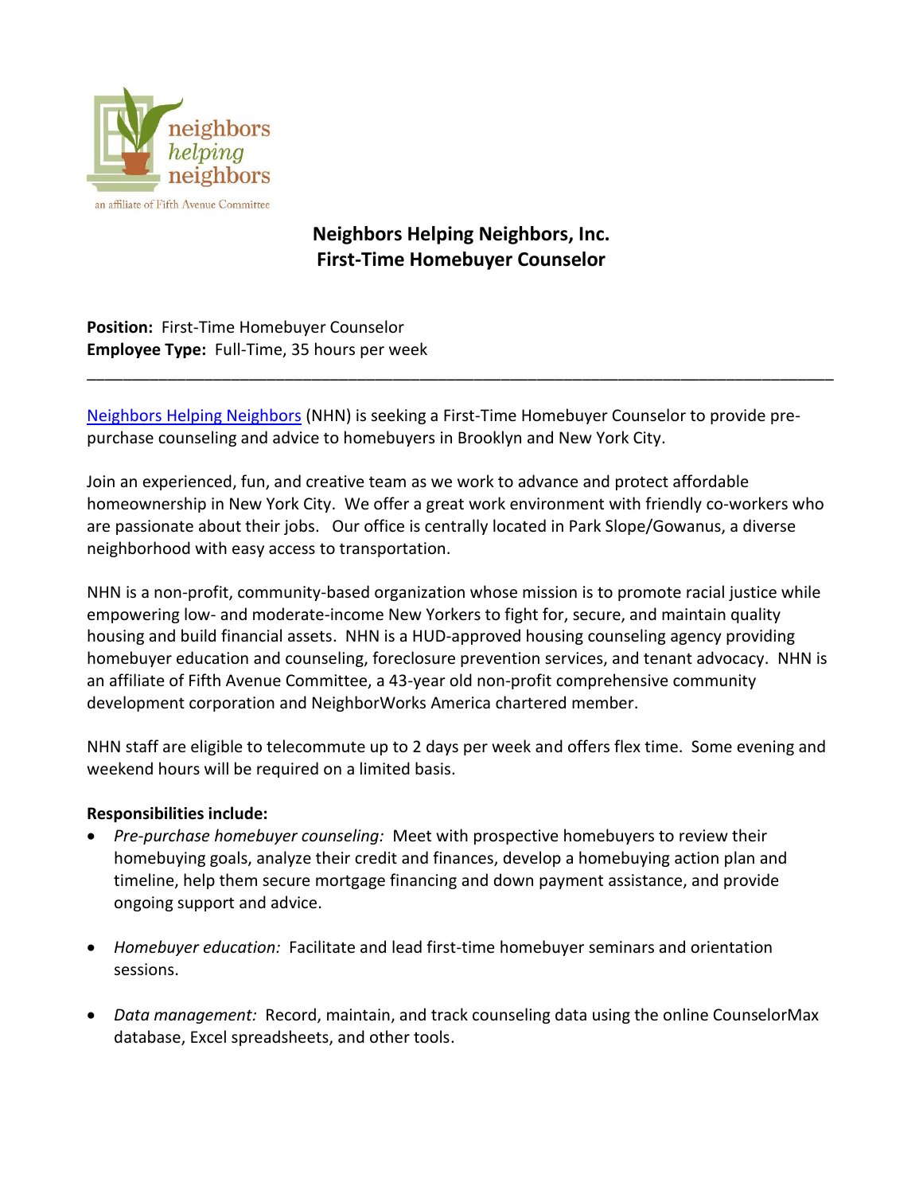# Neighbors Helping Neighbors, Inc.
# First-Time Homebuyer Counselor

**Position:** First-Time Homebuyer Counselor
**Employee Type:** Full-Time, 35 hours per week

---

Neighbors Helping Neighbors (NHN) is seeking a First-Time Homebuyer Counselor to provide pre-purchase counseling and advice to homebuyers in Brooklyn and New York City.

Join an experienced, fun, and creative team as we work to advance and protect affordable homeownership in New York City. We offer a great work environment with friendly co-workers who are passionate about their jobs. Our office is centrally located in Park Slope/Gowanus, a diverse neighborhood with easy access to transportation.

NHN is a non-profit, community-based organization whose mission is to promote racial justice while empowering low- and moderate-income New Yorkers to fight for, secure, and maintain quality housing and build financial assets. NHN is a HUD-approved housing counseling agency providing homebuyer education and counseling, foreclosure prevention services, and tenant advocacy. NHN is an affiliate of Fifth Avenue Committee, a 43-year old non-profit comprehensive community development corporation and NeighborWorks America chartered member.

NHN staff are eligible to telecommute up to 2 days per week and offers flex time. Some evening and weekend hours will be required on a limited basis.

**Responsibilities include:**

- *Pre-purchase homebuyer counseling:* Meet with prospective homebuyers to review their homebuying goals, analyze their credit and finances, develop a homebuying action plan and timeline, help them secure mortgage financing and down payment assistance, and provide ongoing support and advice.

- *Homebuyer education:* Facilitate and lead first-time homebuyer seminars and orientation sessions.

- *Data management:* Record, maintain, and track counseling data using the online CounselorMax database, Excel spreadsheets, and other tools.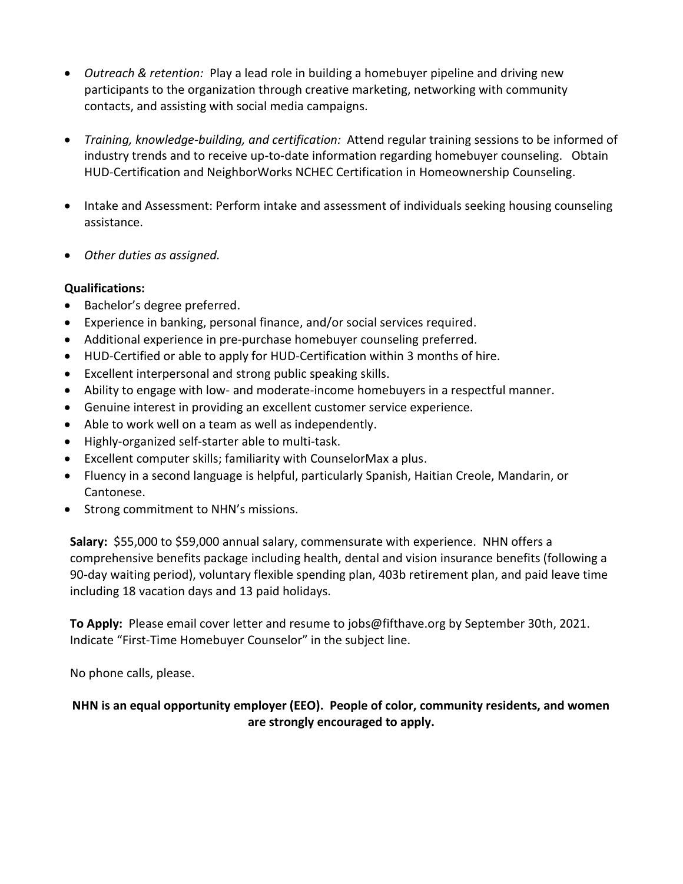- *Outreach & retention:* Play a lead role in building a homebuyer pipeline and driving new participants to the organization through creative marketing, networking with community contacts, and assisting with social media campaigns.

- *Training, knowledge-building, and certification:* Attend regular training sessions to be informed of industry trends and to receive up-to-date information regarding homebuyer counseling. Obtain HUD-Certification and NeighborWorks NCHEC Certification in Homeownership Counseling.

- Intake and Assessment: Perform intake and assessment of individuals seeking housing counseling assistance.

- *Other duties as assigned.*

**Qualifications:**

- Bachelor's degree preferred.
- Experience in banking, personal finance, and/or social services required.
- Additional experience in pre-purchase homebuyer counseling preferred.
- HUD-Certified or able to apply for HUD-Certification within 3 months of hire.
- Excellent interpersonal and strong public speaking skills.
- Ability to engage with low- and moderate-income homebuyers in a respectful manner.
- Genuine interest in providing an excellent customer service experience.
- Able to work well on a team as well as independently.
- Highly-organized self-starter able to multi-task.
- Excellent computer skills; familiarity with CounselorMax a plus.
- Fluency in a second language is helpful, particularly Spanish, Haitian Creole, Mandarin, or Cantonese.
- Strong commitment to NHN's missions.

**Salary:** $55,000 to $59,000 annual salary, commensurate with experience. NHN offers a comprehensive benefits package including health, dental and vision insurance benefits (following a 90-day waiting period), voluntary flexible spending plan, 403b retirement plan, and paid leave time including 18 vacation days and 13 paid holidays.

**To Apply:** Please email cover letter and resume to jobs@fifthave.org by September 30th, 2021. Indicate "First-Time Homebuyer Counselor" in the subject line.

No phone calls, please.

**NHN is an equal opportunity employer (EEO). People of color, community residents, and women are strongly encouraged to apply.**